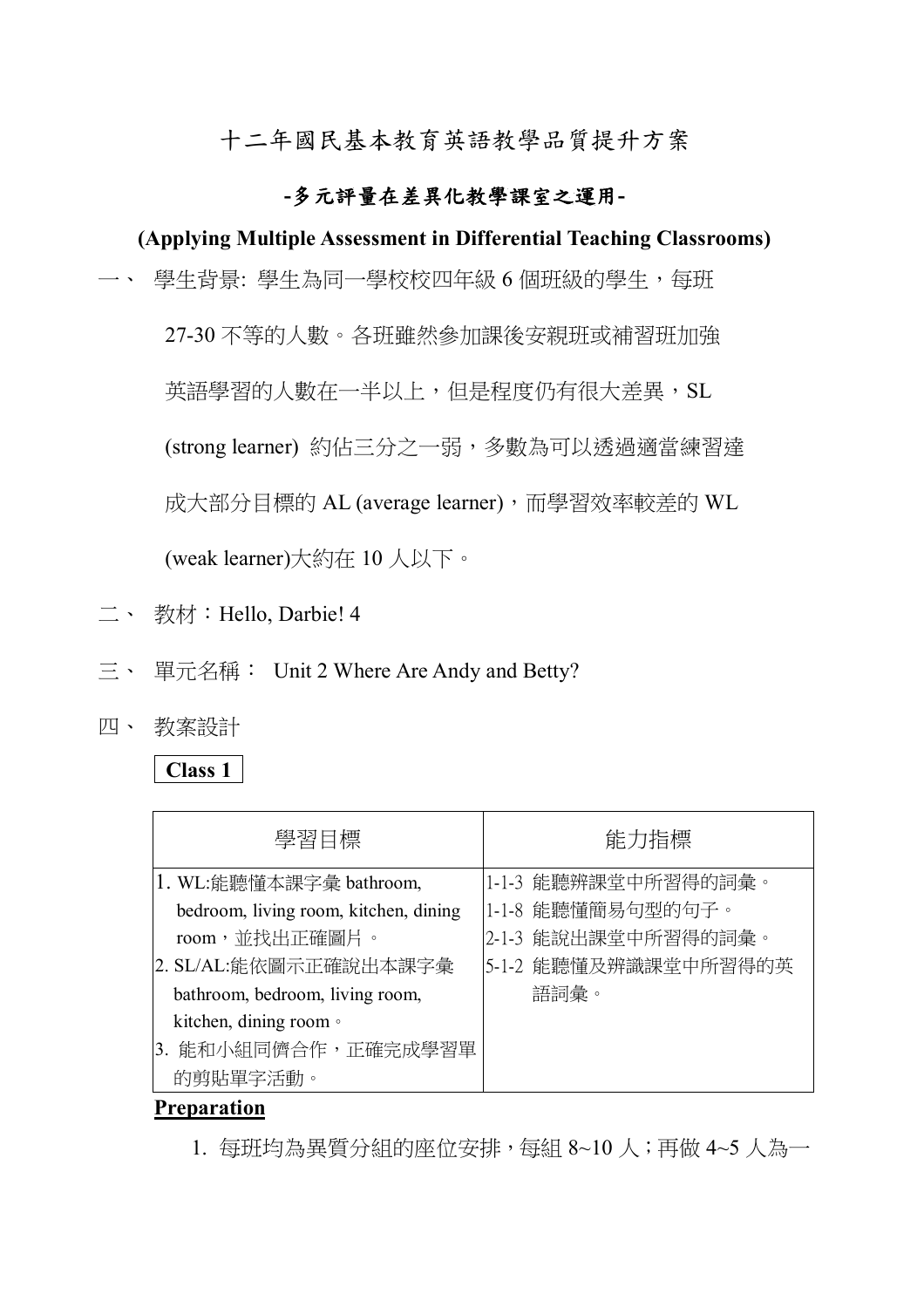# 十二年國民基本教育英語教學品質提升方案

## -多元評量在差異化教學課室之運用-

## (Applying Multiple Assessment in Differential Teaching Classrooms)

一、 學生背景: 學生為同一學校校四年級 6 個班級的學生，每班 27-30 不等的人數。各班雖然參加課後安親班或補習班加強英語學習的人數在一半以上，但是程度仍有很大差異，SL (strong learner) 約佔三分之一弱，多數為可以透過適當練習達成大部分目標的 AL (average learner)，而學習效率較差的 WL (weak learner)大約在 10 人以下。

二、 教材：Hello, Darbie! 4

三、 單元名稱： Unit 2 Where Are Andy and Betty?

四、 教案設計

**Class 1**

| 學習目標 | 能力指標 |
|---|---|
| 1. WL:能聽懂本課字彙 bathroom, bedroom, living room, kitchen, dining room，並找出正確圖片。<br>2. SL/AL:能依圖示正確說出本課字彙 bathroom, bedroom, living room, kitchen, dining room。<br>3. 能和小組同儕合作，正確完成學習單的剪貼單字活動。 | 1-1-3 能聽辨課堂中所習得的詞彙。<br>1-1-8 能聽懂簡易句型的句子。<br>2-1-3 能說出課堂中所習得的詞彙。<br>5-1-2 能聽懂及辨識課堂中所習得的英語詞彙。 |

**Preparation**

1. 每班均為異質分組的座位安排，每組 8~10 人；再做 4~5 人為一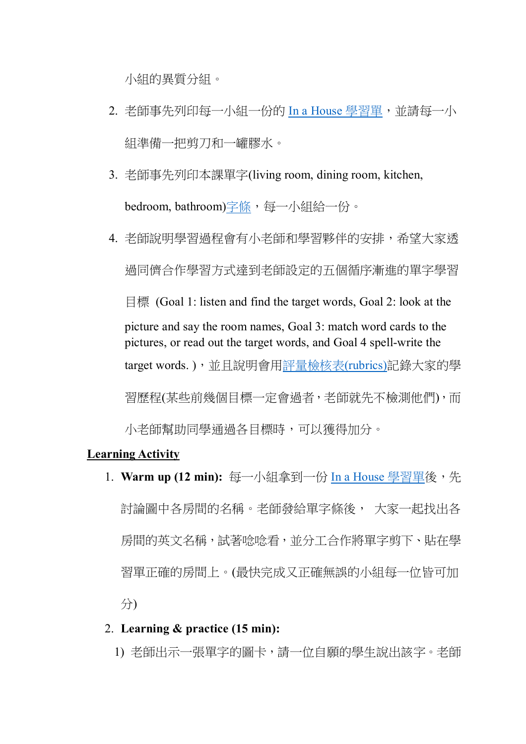小組的異質分組。

2. 老師事先列印每一小組一份的 In a House 學習單，並請每一小組準備一把剪刀和一罐膠水。
3. 老師事先列印本課單字(living room, dining room, kitchen, bedroom, bathroom)字條，每一小組給一份。
4. 老師說明學習過程會有小老師和學習夥伴的安排，希望大家透過同儕合作學習方式達到老師設定的五個循序漸進的單字學習目標 (Goal 1: listen and find the target words, Goal 2: look at the picture and say the room names, Goal 3: match word cards to the pictures, or read out the target words, and Goal 4 spell-write the target words. )，並且說明會用評量檢核表(rubrics)記錄大家的學習歷程(某些前幾個目標一定會過者，老師就先不檢測他們)，而小老師幫助同學通過各目標時，可以獲得加分。

**Learning Activity**

1. **Warm up (12 min):** 每一小組拿到一份 In a House 學習單後，先討論圖中各房間的名稱。老師發給單字條後， 大家一起找出各房間的英文名稱，試著唸唸看，並分工合作將單字剪下、貼在學習單正確的房間上。(最快完成又正確無誤的小組每一位皆可加分)
2. **Learning & practice (15 min):**
   1) 老師出示一張單字的圖卡，請一位自願的學生說出該字。老師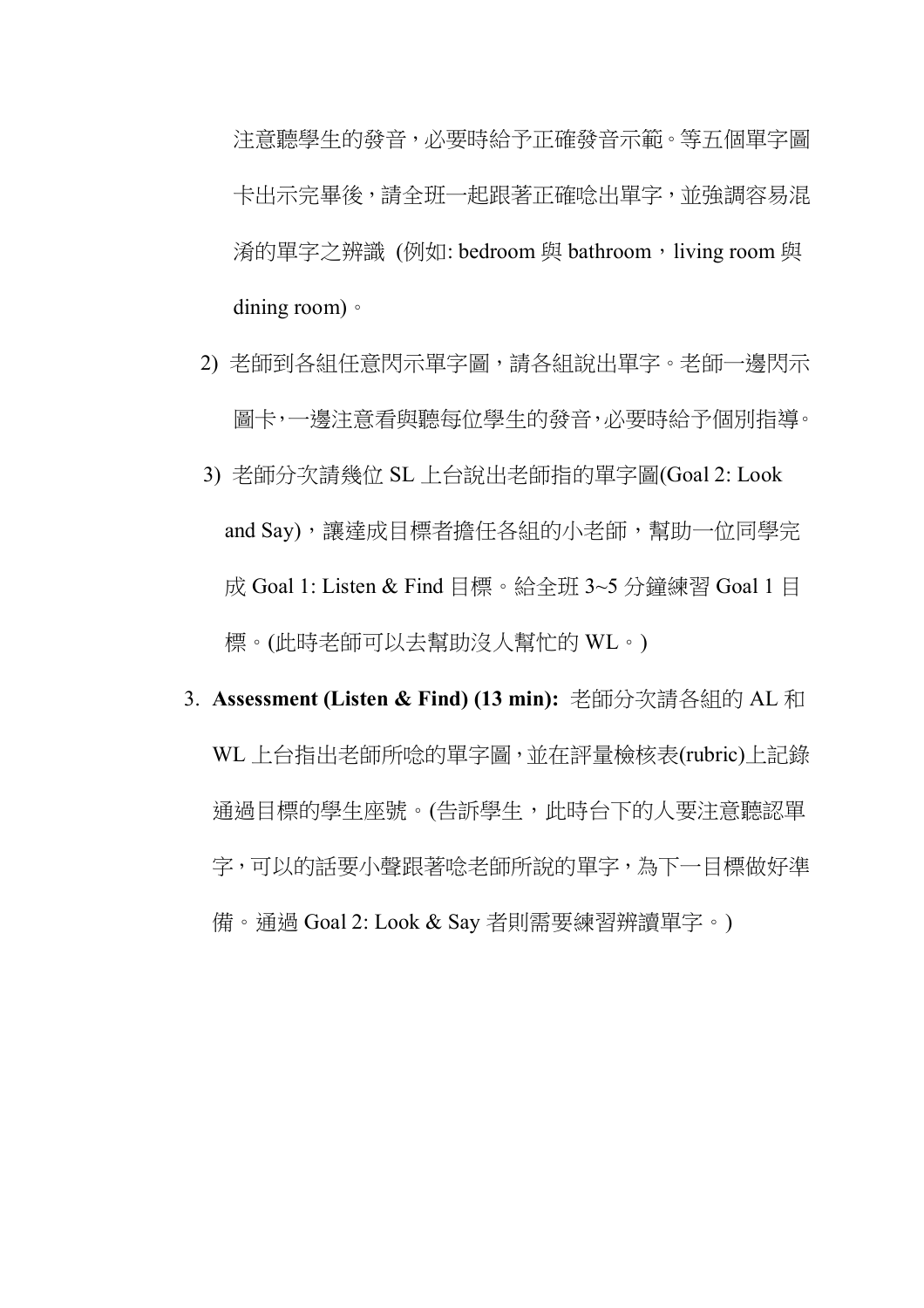注意聽學生的發音，必要時給予正確發音示範。等五個單字圖卡出示完畢後，請全班一起跟著正確唸出單字，並強調容易混淆的單字之辨識 (例如: bedroom 與 bathroom，living room 與 dining room)。

2) 老師到各組任意閃示單字圖，請各組說出單字。老師一邊閃示圖卡，一邊注意看與聽每位學生的發音，必要時給予個別指導。

3) 老師分次請幾位 SL 上台說出老師指的單字圖(Goal 2: Look and Say)，讓達成目標者擔任各組的小老師，幫助一位同學完成 Goal 1: Listen & Find 目標。給全班 3~5 分鐘練習 Goal 1 目標。(此時老師可以去幫助沒人幫忙的 WL。)

3. **Assessment (Listen & Find) (13 min):** 老師分次請各組的 AL 和 WL 上台指出老師所唸的單字圖，並在評量檢核表(rubric)上記錄通過目標的學生座號。(告訴學生，此時台下的人要注意聽認單字，可以的話要小聲跟著唸老師所說的單字，為下一目標做好準備。通過 Goal 2: Look & Say 者則需要練習辨讀單字。)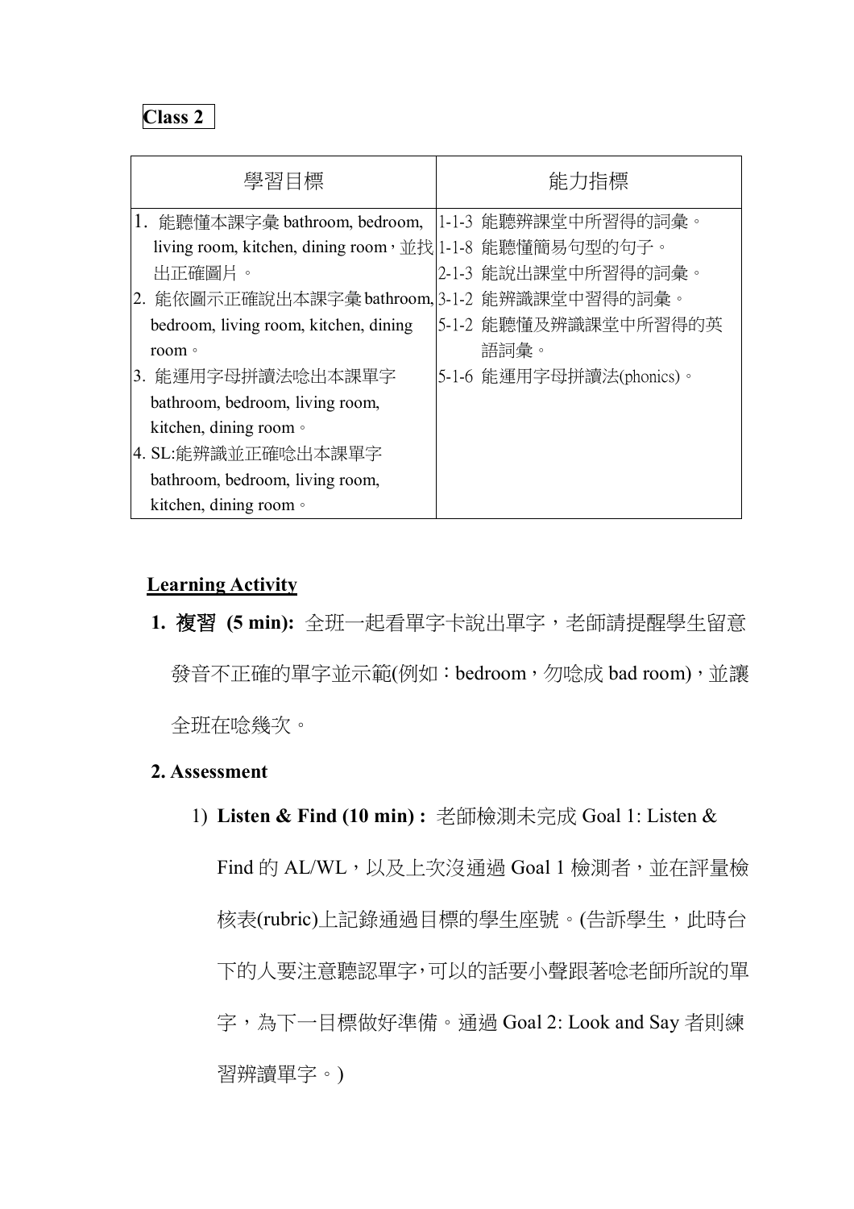**Class 2**

| 學習目標 | 能力指標 |
|---|---|
| 1. 能聽懂本課字彙 bathroom, bedroom, living room, kitchen, dining room，並找出正確圖片。<br>2. 能依圖示正確說出本課字彙 bathroom, bedroom, living room, kitchen, dining room。<br>3. 能運用字母拼讀法唸出本課單字 bathroom, bedroom, living room, kitchen, dining room。<br>4. SL:能辨識並正確唸出本課單字 bathroom, bedroom, living room, kitchen, dining room。 | 1-1-3 能聽辨課堂中所習得的詞彙。<br>1-1-8 能聽懂簡易句型的句子。<br>2-1-3 能說出課堂中所習得的詞彙。<br>3-1-2 能辨識課堂中習得的詞彙。<br>5-1-2 能聽懂及辨識課堂中所習得的英語詞彙。<br>5-1-6 能運用字母拼讀法(phonics)。 |

**Learning Activity**

1. **複習 (5 min):** 全班一起看單字卡說出單字，老師請提醒學生留意發音不正確的單字並示範(例如：bedroom，勿唸成 bad room)，並讓全班在唸幾次。

2. **Assessment**

   1) **Listen & Find (10 min) :** 老師檢測未完成 Goal 1: Listen & Find 的 AL/WL，以及上次沒通過 Goal 1 檢測者，並在評量檢核表(rubric)上記錄通過目標的學生座號。(告訴學生，此時台下的人要注意聽認單字，可以的話要小聲跟著唸老師所說的單字，為下一目標做好準備。通過 Goal 2: Look and Say 者則練習辨讀單字。)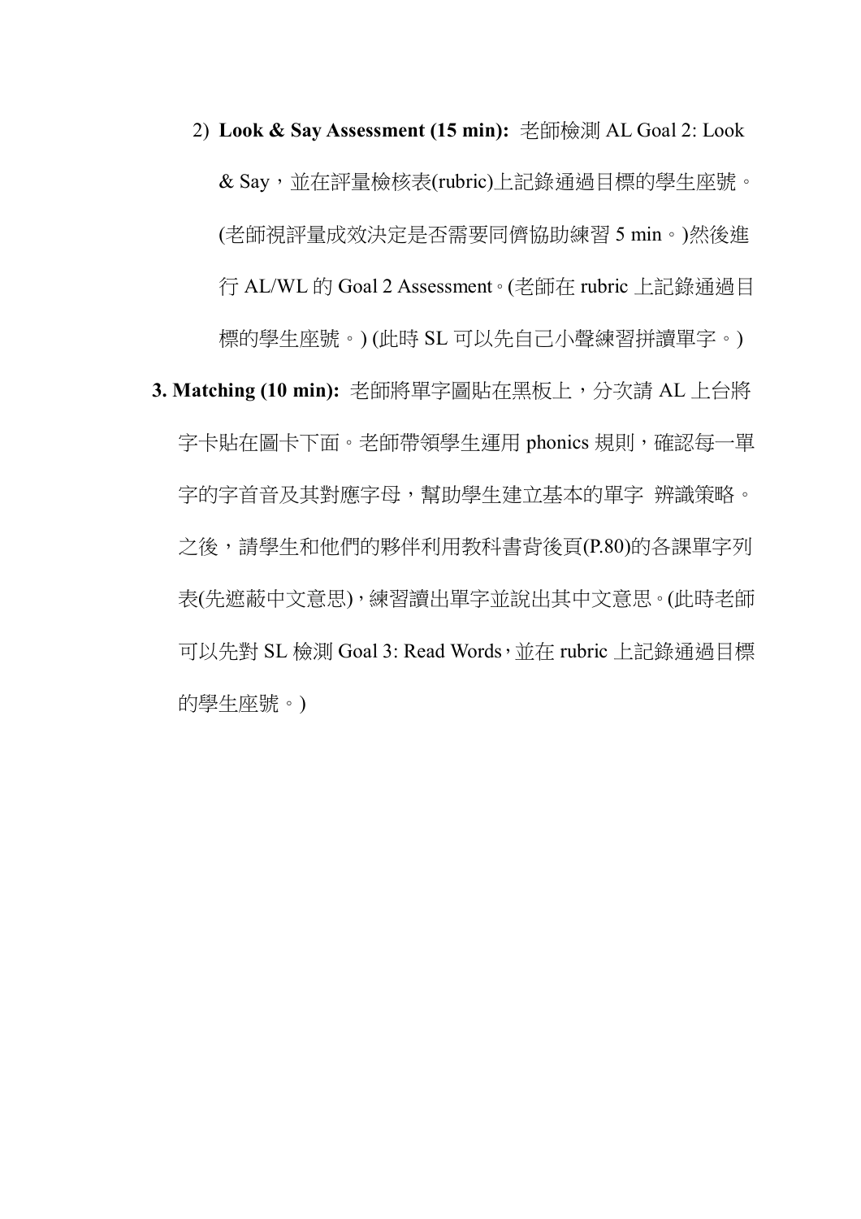2) **Look & Say Assessment (15 min):** 老師檢測 AL Goal 2: Look & Say，並在評量檢核表(rubric)上記錄通過目標的學生座號。(老師視評量成效決定是否需要同儕協助練習 5 min。)然後進行 AL/WL 的 Goal 2 Assessment。(老師在 rubric 上記錄通過目標的學生座號。) (此時 SL 可以先自己小聲練習拼讀單字。)

**3. Matching (10 min):** 老師將單字圖貼在黑板上，分次請 AL 上台將字卡貼在圖卡下面。老師帶領學生運用 phonics 規則，確認每一單字的字首音及其對應字母，幫助學生建立基本的單字 辨識策略。之後，請學生和他們的夥伴利用教科書背後頁(P.80)的各課單字列表(先遮蔽中文意思)，練習讀出單字並說出其中文意思。(此時老師可以先對 SL 檢測 Goal 3: Read Words，並在 rubric 上記錄通過目標的學生座號。)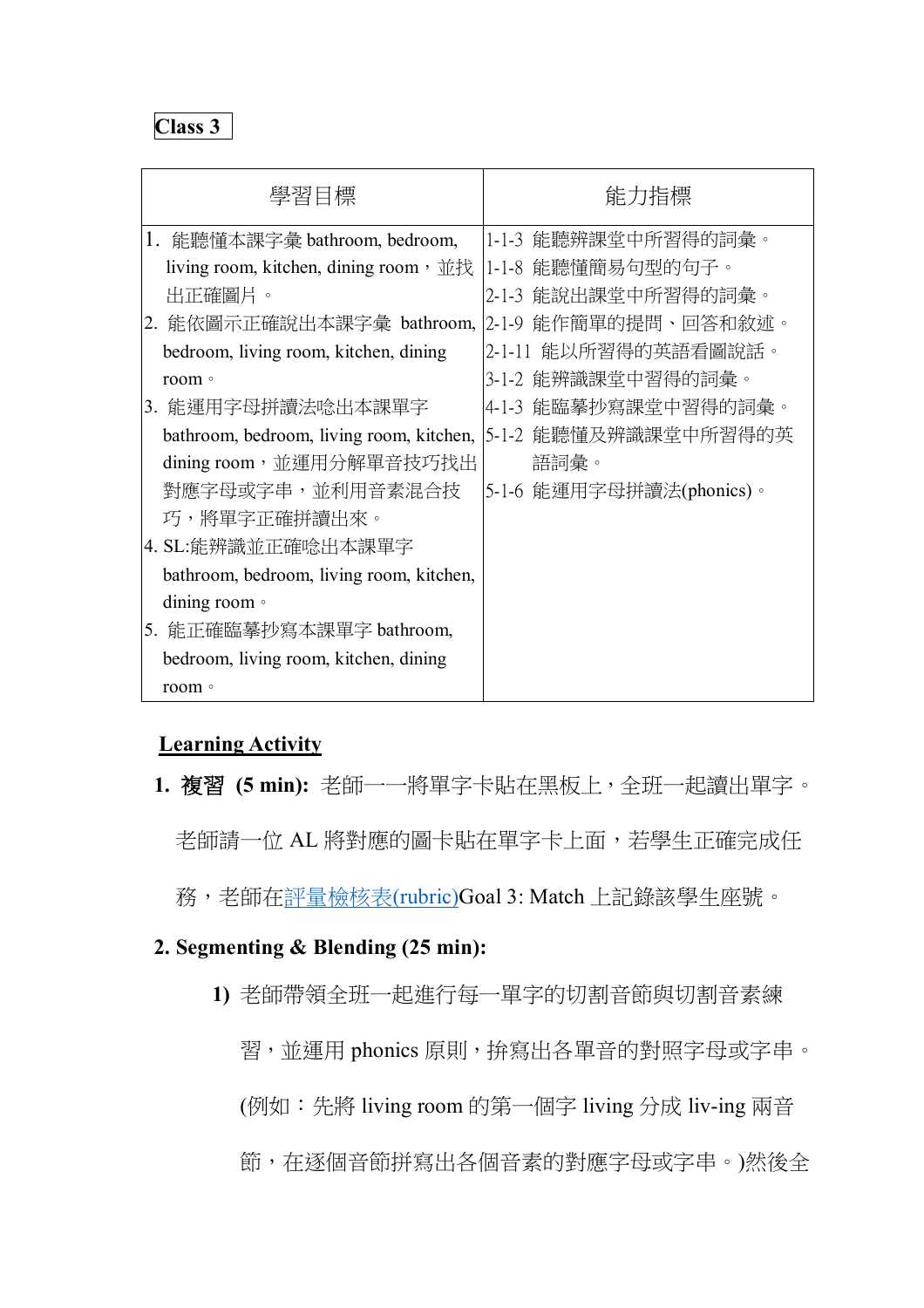**Class 3**

| 學習目標 | 能力指標 |
|---|---|
| 1. 能聽懂本課字彙 bathroom, bedroom, living room, kitchen, dining room，並找出正確圖片。<br>2. 能依圖示正確說出本課字彙 bathroom, bedroom, living room, kitchen, dining room。<br>3. 能運用字母拼讀法唸出本課單字 bathroom, bedroom, living room, kitchen, dining room，並運用分解單音技巧找出對應字母或字串，並利用音素混合技巧，將單字正確拼讀出來。<br>4. SL:能辨識並正確唸出本課單字 bathroom, bedroom, living room, kitchen, dining room。<br>5. 能正確臨摹抄寫本課單字 bathroom, bedroom, living room, kitchen, dining room。 | 1-1-3 能聽辨課堂中所習得的詞彙。<br>1-1-8 能聽懂簡易句型的句子。<br>2-1-3 能說出課堂中所習得的詞彙。<br>2-1-9 能作簡單的提問、回答和敘述。<br>2-1-11 能以所習得的英語看圖說話。<br>3-1-2 能辨識課堂中習得的詞彙。<br>4-1-3 能臨摹抄寫課堂中習得的詞彙。<br>5-1-2 能聽懂及辨識課堂中所習得的英語詞彙。<br>5-1-6 能運用字母拼讀法(phonics)。 |

## Learning Activity

1. **複習 (5 min):** 老師一一將單字卡貼在黑板上，全班一起讀出單字。老師請一位 AL 將對應的圖卡貼在單字卡上面，若學生正確完成任務，老師在評量檢核表(rubric)Goal 3: Match 上記錄該學生座號。

2. **Segmenting & Blending (25 min):**

   1) 老師帶領全班一起進行每一單字的切割音節與切割音素練習，並運用 phonics 原則，拚寫出各單音的對照字母或字串。(例如：先將 living room 的第一個字 living 分成 liv-ing 兩音節，在逐個音節拼寫出各個音素的對應字母或字串。)然後全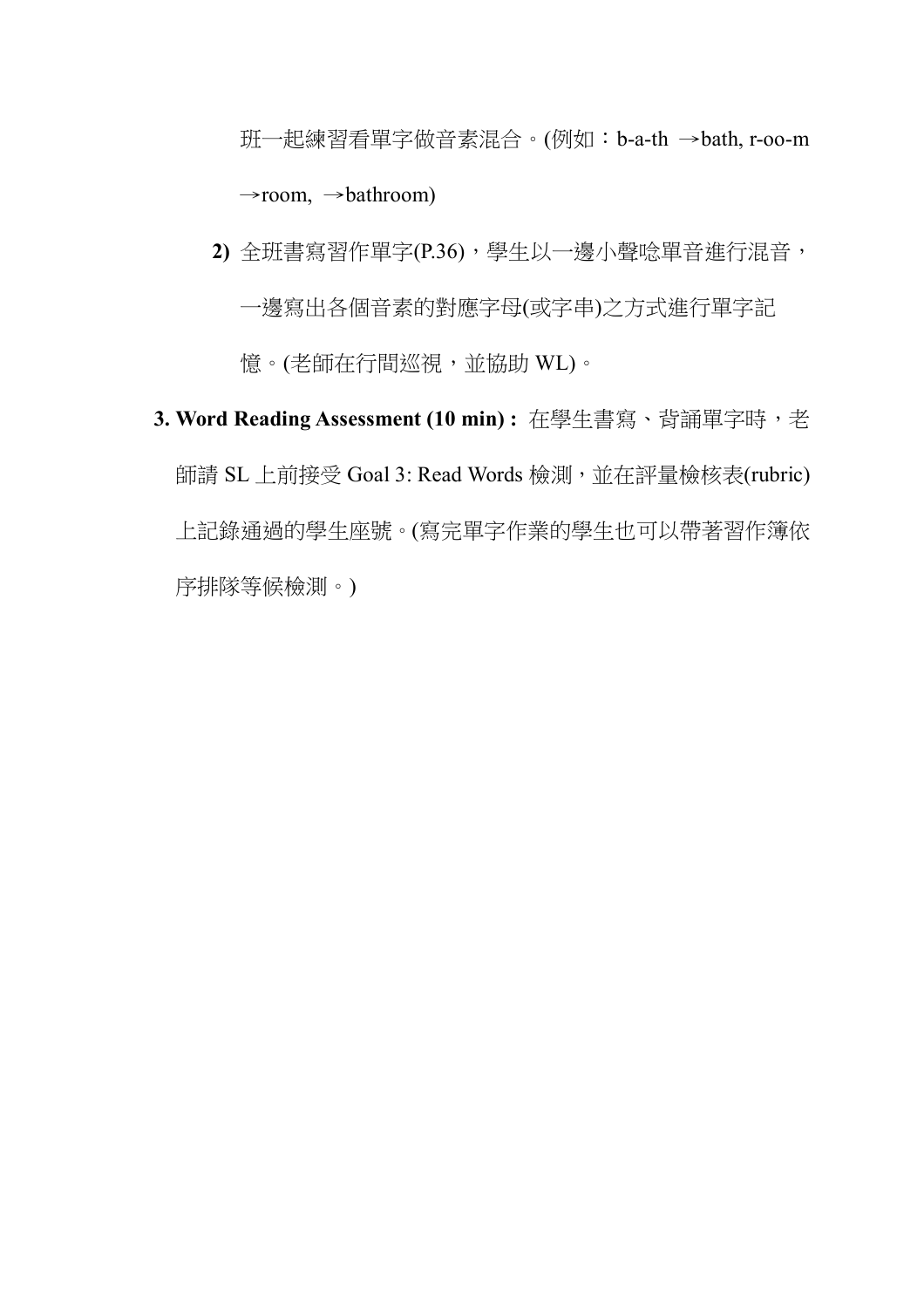班一起練習看單字做音素混合。(例如：b-a-th →bath, r-oo-m →room, →bathroom)

**2)** 全班書寫習作單字(P.36)，學生以一邊小聲唸單音進行混音，一邊寫出各個音素的對應字母(或字串)之方式進行單字記憶。(老師在行間巡視，並協助 WL)。

**3. Word Reading Assessment (10 min) :** 在學生書寫、背誦單字時，老師請 SL 上前接受 Goal 3: Read Words 檢測，並在評量檢核表(rubric)上記錄通過的學生座號。(寫完單字作業的學生也可以帶著習作簿依序排隊等候檢測。)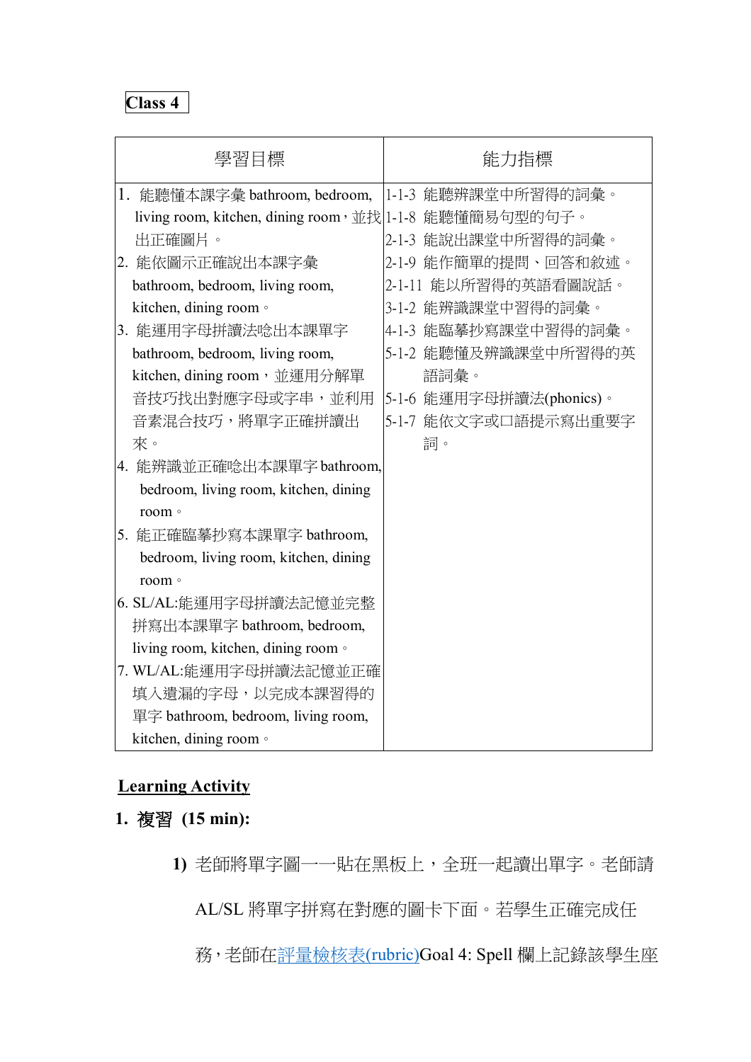**Class 4**

| 學習目標 | 能力指標 |
| --- | --- |
| 1. 能聽懂本課字彙 bathroom, bedroom, living room, kitchen, dining room，並找出正確圖片。<br>2. 能依圖示正確說出本課字彙 bathroom, bedroom, living room, kitchen, dining room。<br>3. 能運用字母拼讀法唸出本課單字 bathroom, bedroom, living room, kitchen, dining room，並運用分解單音技巧找出對應字母或字串，並利用音素混合技巧，將單字正確拼讀出來。<br>4. 能辨識並正確唸出本課單字 bathroom, bedroom, living room, kitchen, dining room。<br>5. 能正確臨摹抄寫本課單字 bathroom, bedroom, living room, kitchen, dining room。<br>6. SL/AL:能運用字母拼讀法記憶並完整拼寫出本課單字 bathroom, bedroom, living room, kitchen, dining room。<br>7. WL/AL:能運用字母拼讀法記憶並正確填入遺漏的字母，以完成本課習得的單字 bathroom, bedroom, living room, kitchen, dining room。 | 1-1-3 能聽辨課堂中所習得的詞彙。<br>1-1-8 能聽懂簡易句型的句子。<br>2-1-3 能說出課堂中所習得的詞彙。<br>2-1-9 能作簡單的提問、回答和敘述。<br>2-1-11 能以所習得的英語看圖說話。<br>3-1-2 能辨識課堂中習得的詞彙。<br>4-1-3 能臨摹抄寫課堂中習得的詞彙。<br>5-1-2 能聽懂及辨識課堂中所習得的英語詞彙。<br>5-1-6 能運用字母拼讀法(phonics)。<br>5-1-7 能依文字或口語提示寫出重要字詞。 |

## Learning Activity

### 1. 複習 (15 min):

**1)** 老師將單字圖一一貼在黑板上，全班一起讀出單字。老師請 AL/SL 將單字拼寫在對應的圖卡下面。若學生正確完成任務，老師在評量檢核表(rubric)Goal 4: Spell 欄上記錄該學生座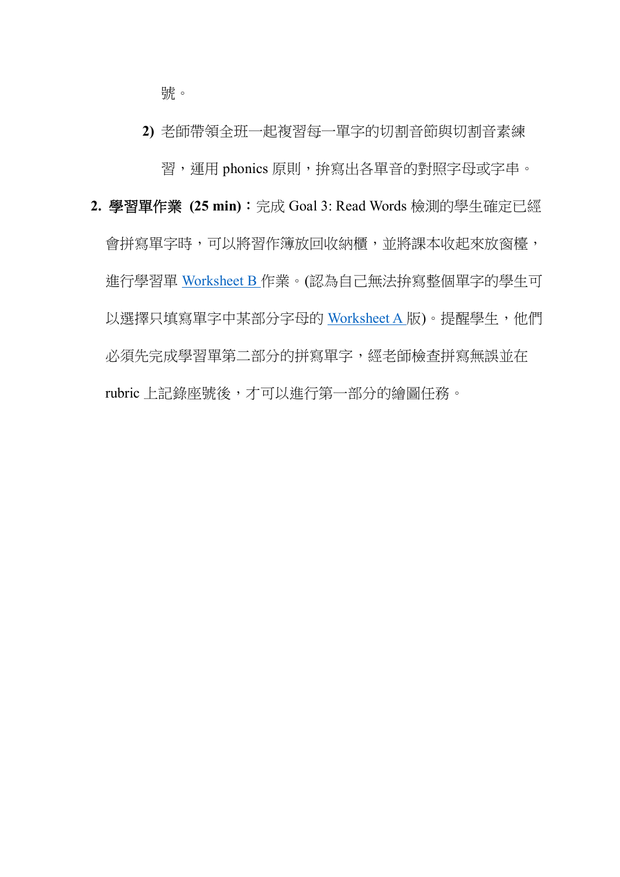號。

2) 老師帶領全班一起複習每一單字的切割音節與切割音素練習，運用 phonics 原則，拚寫出各單音的對照字母或字串。

2. **學習單作業 (25 min)**：完成 Goal 3: Read Words 檢測的學生確定已經會拼寫單字時，可以將習作簿放回收納櫃，並將課本收起來放窗檯，進行學習單 Worksheet B 作業。(認為自己無法拚寫整個單字的學生可以選擇只填寫單字中某部分字母的 Worksheet A 版)。提醒學生，他們必須先完成學習單第二部分的拼寫單字，經老師檢查拼寫無誤並在 rubric 上記錄座號後，才可以進行第一部分的繪圖任務。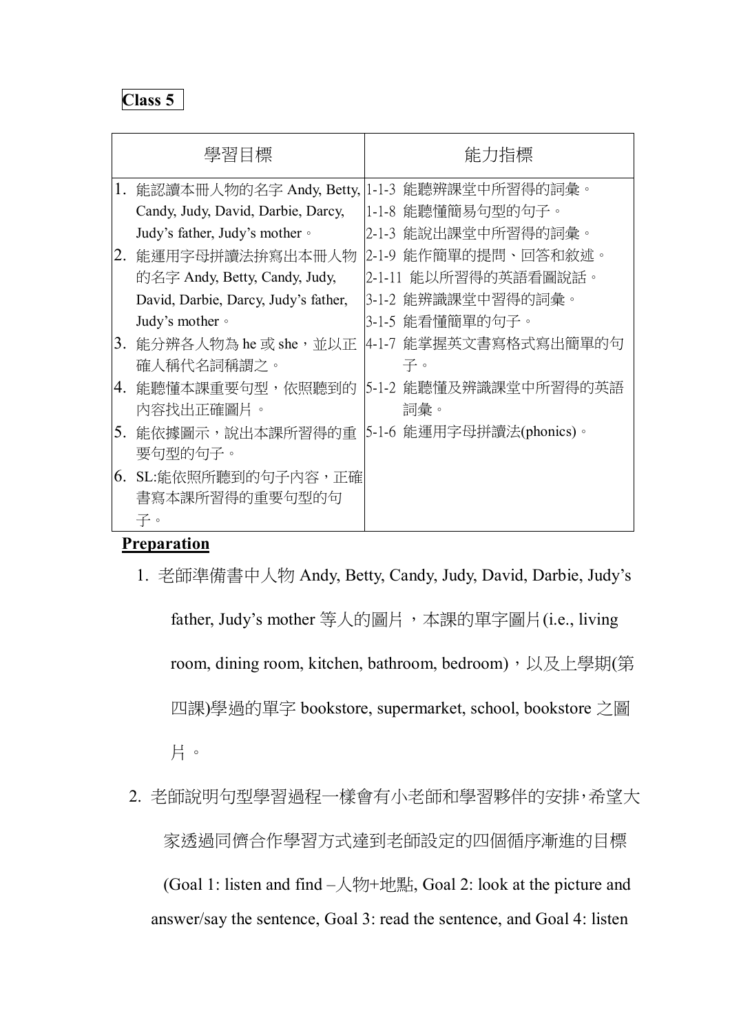**Class 5**

| 學習目標 | 能力指標 |
|---|---|
| 1. 能認讀本冊人物的名字 Andy, Betty, Candy, Judy, David, Darbie, Darcy, Judy's father, Judy's mother。<br>2. 能運用字母拼讀法拚寫出本冊人物的名字 Andy, Betty, Candy, Judy, David, Darbie, Darcy, Judy's father, Judy's mother。<br>3. 能分辨各人物為 he 或 she，並以正確人稱代名詞稱謂之。<br>4. 能聽懂本課重要句型，依照聽到的內容找出正確圖片。<br>5. 能依據圖示，說出本課所習得的重要句型的句子。<br>6. SL:能依照所聽到的句子內容，正確書寫本課所習得的重要句型的句子。 | 1-1-3 能聽辨課堂中所習得的詞彙。<br>1-1-8 能聽懂簡易句型的句子。<br>2-1-3 能說出課堂中所習得的詞彙。<br>2-1-9 能作簡單的提問、回答和敘述。<br>2-1-11 能以所習得的英語看圖說話。<br>3-1-2 能辨識課堂中習得的詞彙。<br>3-1-5 能看懂簡單的句子。<br>4-1-7 能掌握英文書寫格式寫出簡單的句子。<br>5-1-2 能聽懂及辨識課堂中所習得的英語詞彙。<br>5-1-6 能運用字母拼讀法(phonics)。 |

**Preparation**

1. 老師準備書中人物 Andy, Betty, Candy, Judy, David, Darbie, Judy's father, Judy's mother 等人的圖片，本課的單字圖片(i.e., living room, dining room, kitchen, bathroom, bedroom)，以及上學期(第四課)學過的單字 bookstore, supermarket, school, bookstore 之圖片。

2. 老師說明句型學習過程一樣會有小老師和學習夥伴的安排，希望大家透過同儕合作學習方式達到老師設定的四個循序漸進的目標 (Goal 1: listen and find –人物+地點, Goal 2: look at the picture and answer/say the sentence, Goal 3: read the sentence, and Goal 4: listen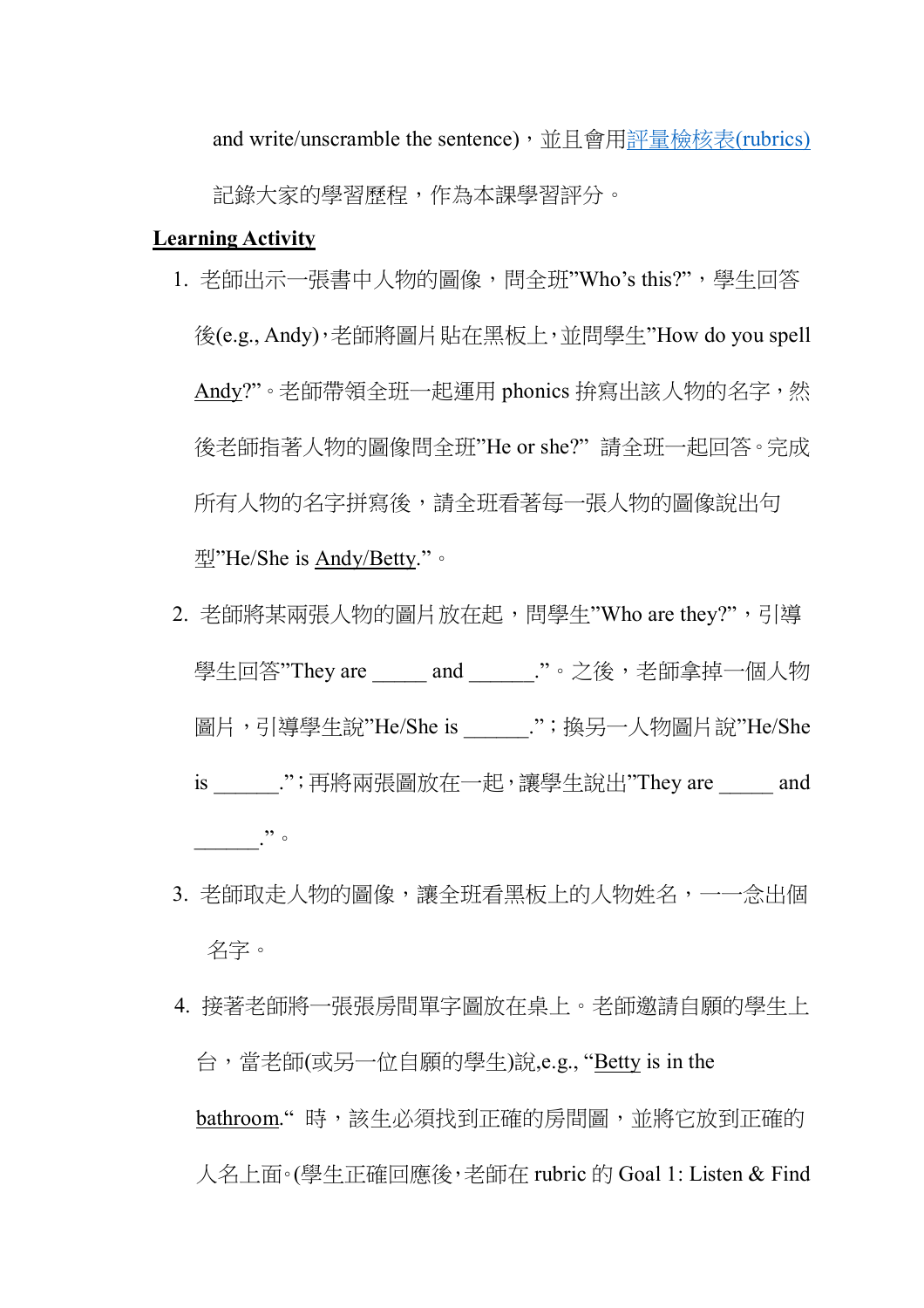and write/unscramble the sentence)，並且會用評量檢核表(rubrics)記錄大家的學習歷程，作為本課學習評分。

**Learning Activity**

1. 老師出示一張書中人物的圖像，問全班"Who's this?"，學生回答後(e.g., Andy)，老師將圖片貼在黑板上，並問學生"How do you spell Andy?"。老師帶領全班一起運用 phonics 拚寫出該人物的名字，然後老師指著人物的圖像問全班"He or she?" 請全班一起回答。完成所有人物的名字拼寫後，請全班看著每一張人物的圖像說出句型"He/She is Andy/Betty."。
2. 老師將某兩張人物的圖片放在起，問學生"Who are they?"，引導學生回答"They are _____ and ______."。之後，老師拿掉一個人物圖片，引導學生說"He/She is ______."；換另一人物圖片說"He/She is ______."；再將兩張圖放在一起，讓學生說出"They are _____ and ______."。
3. 老師取走人物的圖像，讓全班看黑板上的人物姓名，一一念出個名字。
4. 接著老師將一張張房間單字圖放在桌上。老師邀請自願的學生上台，當老師(或另一位自願的學生)說,e.g., "Betty is in the bathroom." 時，該生必須找到正確的房間圖，並將它放到正確的人名上面。(學生正確回應後，老師在 rubric 的 Goal 1: Listen & Find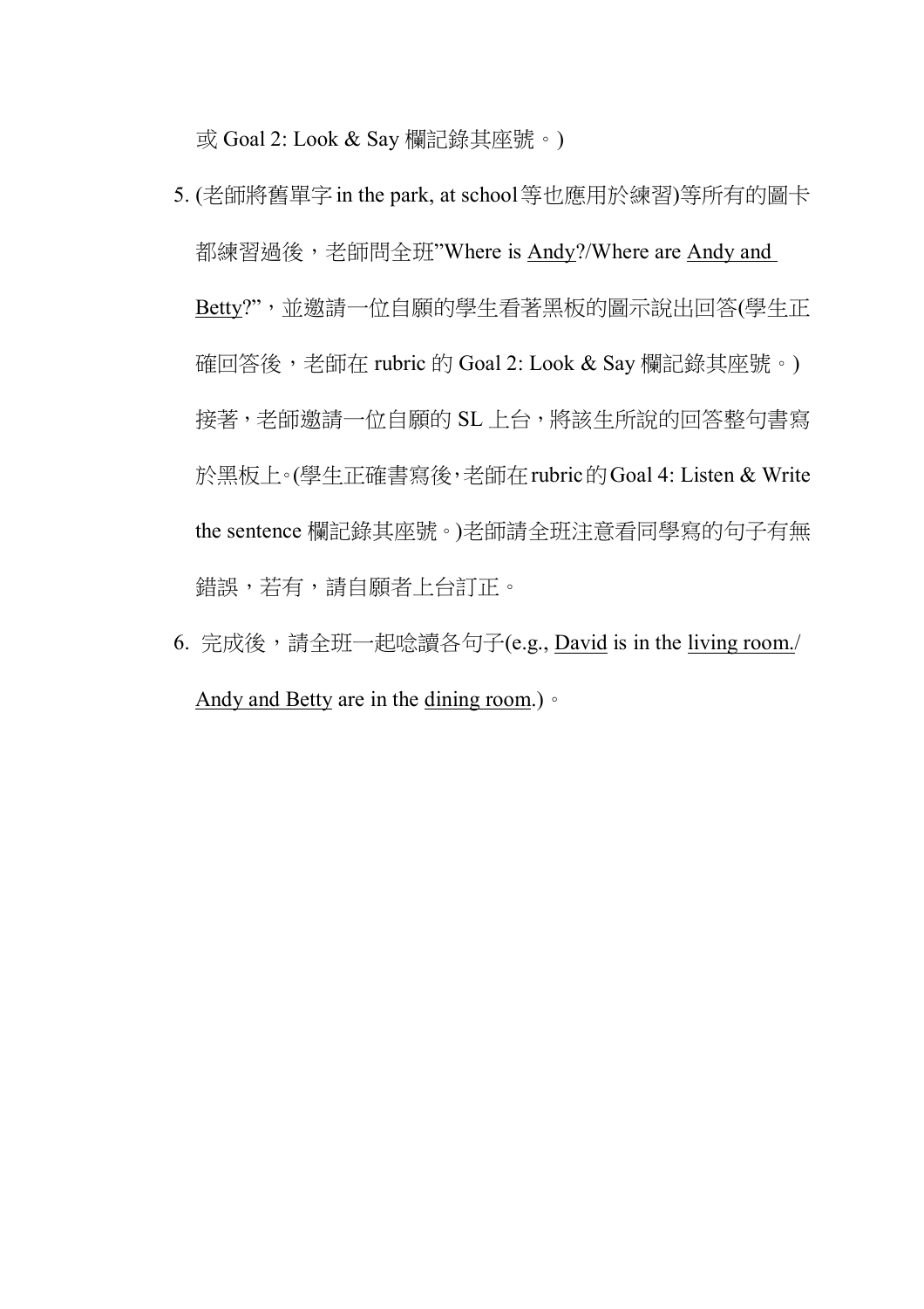或 Goal 2: Look & Say 欄記錄其座號。)

5. (老師將舊單字 in the park, at school 等也應用於練習)等所有的圖卡都練習過後，老師問全班"Where is <u>Andy</u>?/Where are <u>Andy and Betty</u>?"，並邀請一位自願的學生看著黑板的圖示說出回答(學生正確回答後，老師在 rubric 的 Goal 2: Look & Say 欄記錄其座號。)接著，老師邀請一位自願的 SL 上台，將該生所說的回答整句書寫於黑板上。(學生正確書寫後，老師在 rubric 的 Goal 4: Listen & Write the sentence 欄記錄其座號。)老師請全班注意看同學寫的句子有無錯誤，若有，請自願者上台訂正。
6. 完成後，請全班一起唸讀各句子(e.g., <u>David</u> is in the <u>living room.</u>/ <u>Andy and Betty</u> are in the <u>dining room</u>.)。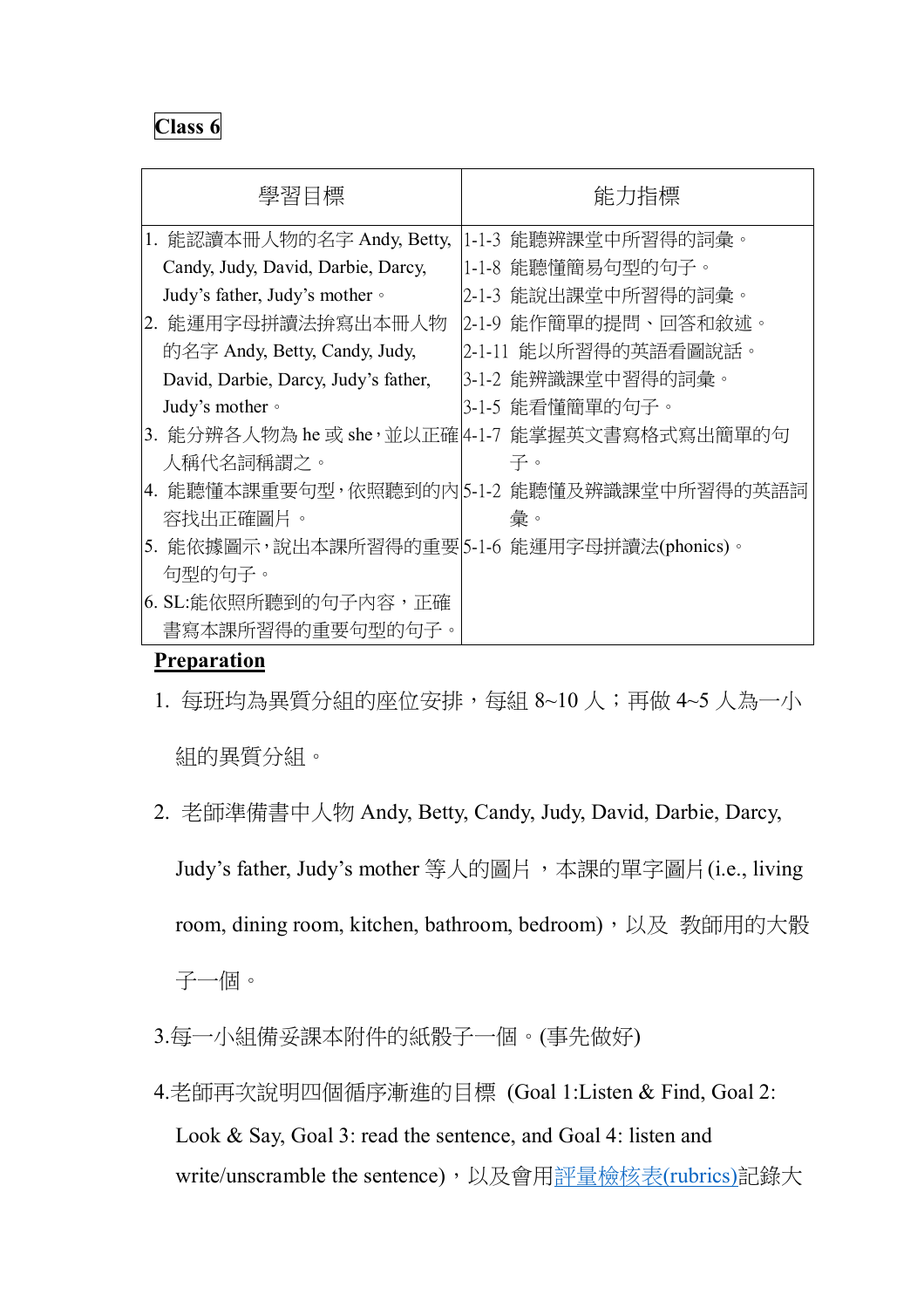**Class 6**

| 學習目標 | 能力指標 |
|---|---|
| 1. 能認讀本冊人物的名字 Andy, Betty, Candy, Judy, David, Darbie, Darcy, Judy's father, Judy's mother。<br>2. 能運用字母拼讀法拚寫出本冊人物的名字 Andy, Betty, Candy, Judy, David, Darbie, Darcy, Judy's father, Judy's mother。<br>3. 能分辨各人物為 he 或 she，並以正確人稱代名詞稱謂之。<br>4. 能聽懂本課重要句型，依照聽到的內容找出正確圖片。<br>5. 能依據圖示，說出本課所習得的重要句型的句子。<br>6. SL:能依照所聽到的句子內容，正確書寫本課所習得的重要句型的句子。 | 1-1-3 能聽辨課堂中所習得的詞彙。<br>1-1-8 能聽懂簡易句型的句子。<br>2-1-3 能說出課堂中所習得的詞彙。<br>2-1-9 能作簡單的提問、回答和敘述。<br>2-1-11 能以所習得的英語看圖說話。<br>3-1-2 能辨識課堂中習得的詞彙。<br>3-1-5 能看懂簡單的句子。<br>4-1-7 能掌握英文書寫格式寫出簡單的句子。<br>5-1-2 能聽懂及辨識課堂中所習得的英語詞彙。<br>5-1-6 能運用字母拼讀法(phonics)。 |

**Preparation**

1. 每班均為異質分組的座位安排，每組 8~10 人；再做 4~5 人為一小組的異質分組。
2. 老師準備書中人物 Andy, Betty, Candy, Judy, David, Darbie, Darcy, Judy's father, Judy's mother 等人的圖片，本課的單字圖片(i.e., living room, dining room, kitchen, bathroom, bedroom)，以及 教師用的大骰子一個。
3. 每一小組備妥課本附件的紙骰子一個。(事先做好)
4. 老師再次說明四個循序漸進的目標 (Goal 1:Listen & Find, Goal 2: Look & Say, Goal 3: read the sentence, and Goal 4: listen and write/unscramble the sentence)，以及會用評量檢核表(rubrics)記錄大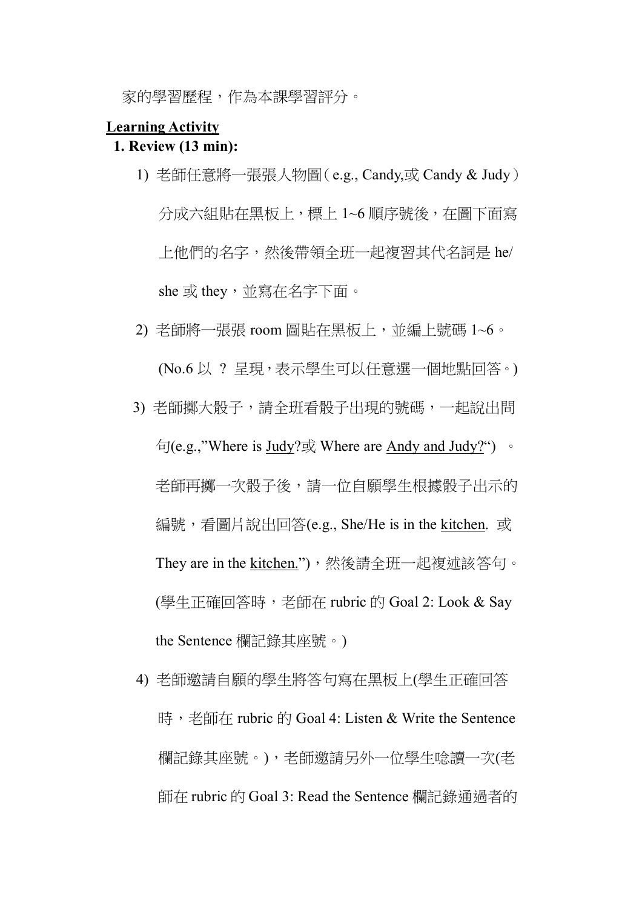家的學習歷程，作為本課學習評分。

**Learning Activity**

**1. Review (13 min):**

1) 老師任意將一張張人物圖（e.g., Candy,或 Candy & Judy）分成六組貼在黑板上，標上 1~6 順序號後，在圖下面寫上他們的名字，然後帶領全班一起複習其代名詞是 he/ she 或 they，並寫在名字下面。

2) 老師將一張張 room 圖貼在黑板上，並編上號碼 1~6。(No.6 以 ? 呈現，表示學生可以任意選一個地點回答。)

3) 老師擲大骰子，請全班看骰子出現的號碼，一起說出問句(e.g.,"Where is <u>Judy</u>?或 Where are <u>Andy and Judy?</u>“) 。老師再擲一次骰子後，請一位自願學生根據骰子出示的編號，看圖片說出回答(e.g., She/He is in the <u>kitchen</u>. 或 They are in the <u>kitchen.</u>")，然後請全班一起複述該答句。(學生正確回答時，老師在 rubric 的 Goal 2: Look & Say the Sentence 欄記錄其座號。)

4) 老師邀請自願的學生將答句寫在黑板上(學生正確回答時，老師在 rubric 的 Goal 4: Listen & Write the Sentence 欄記錄其座號。)，老師邀請另外一位學生唸讀一次(老師在 rubric 的 Goal 3: Read the Sentence 欄記錄通過者的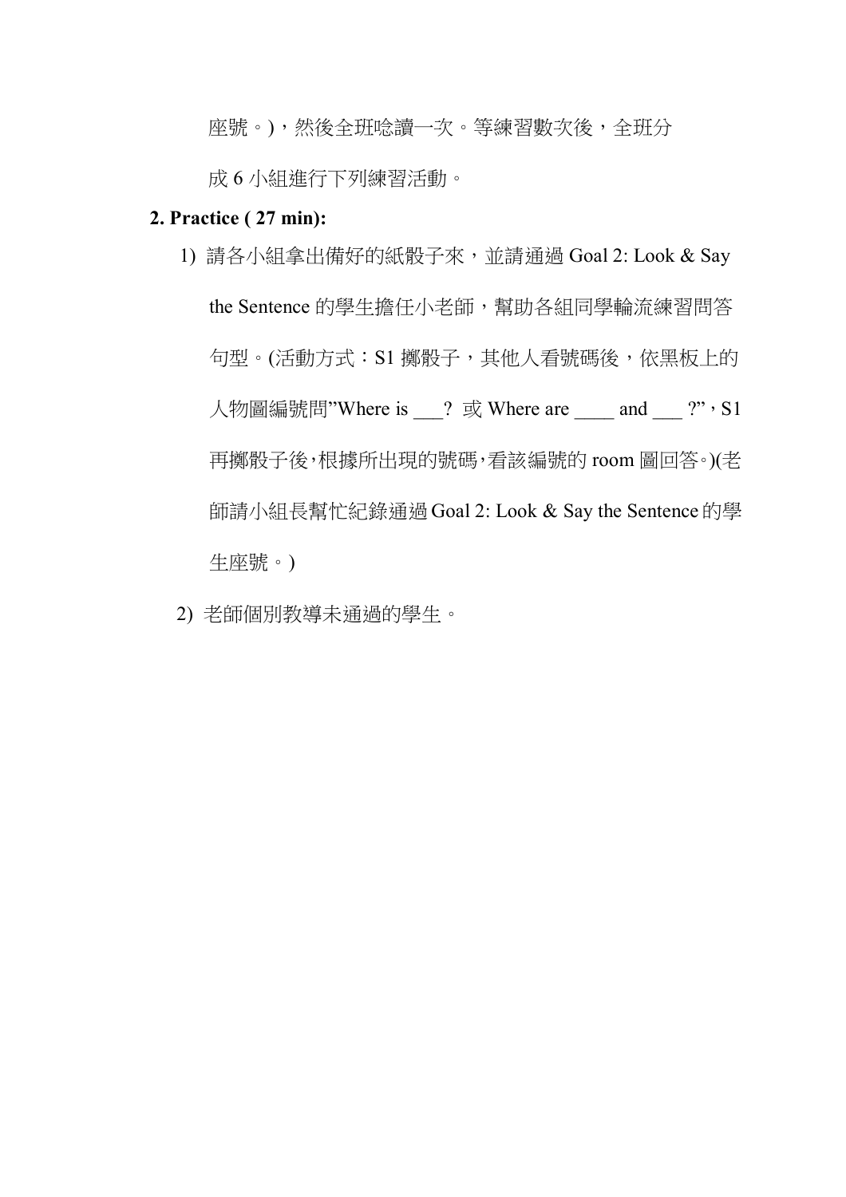座號。)，然後全班唸讀一次。等練習數次後，全班分成 6 小組進行下列練習活動。

**2. Practice ( 27 min):**

1) 請各小組拿出備好的紙骰子來，並請通過 Goal 2: Look & Say the Sentence 的學生擔任小老師，幫助各組同學輪流練習問答句型。(活動方式：S1 擲骰子，其他人看號碼後，依黑板上的人物圖編號問"Where is ___? 或 Where are ____ and ___ ?"，S1 再擲骰子後，根據所出現的號碼，看該編號的 room 圖回答。)(老師請小組長幫忙紀錄通過 Goal 2: Look & Say the Sentence 的學生座號。)

2) 老師個別教導未通過的學生。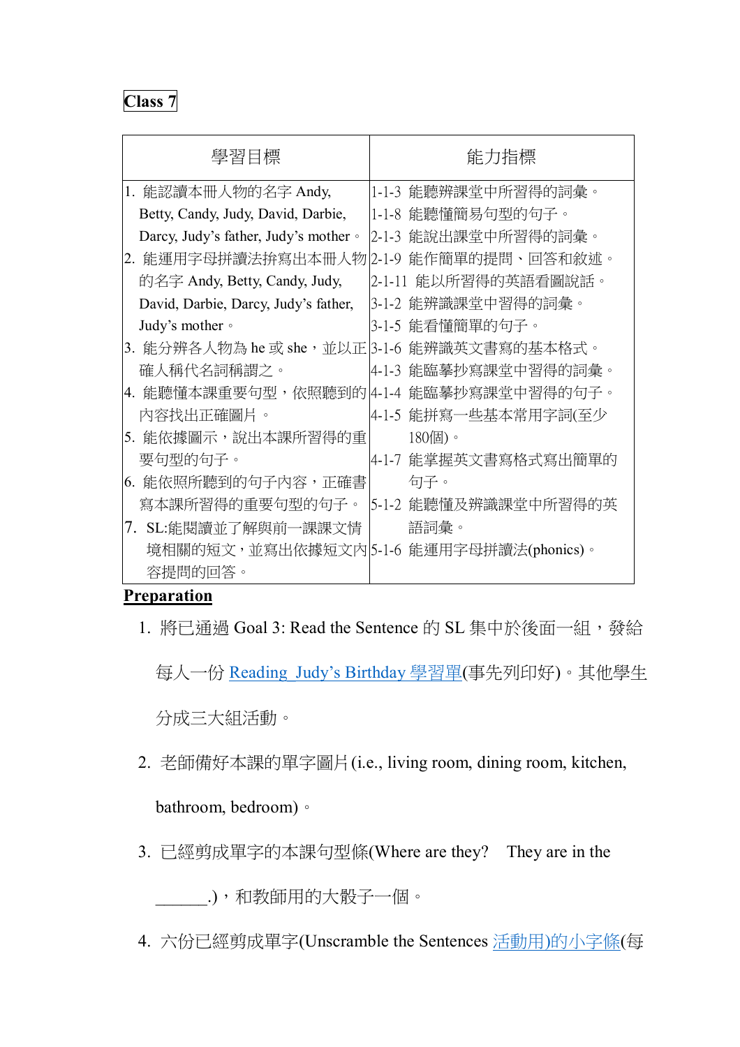**Class 7**

| 學習目標 | 能力指標 |
|---|---|
| 1. 能認讀本冊人物的名字 Andy, Betty, Candy, Judy, David, Darbie, Darcy, Judy's father, Judy's mother。<br>2. 能運用字母拼讀法拚寫出本冊人物的名字 Andy, Betty, Candy, Judy, David, Darbie, Darcy, Judy's father, Judy's mother。<br>3. 能分辨各人物為 he 或 she，並以正確人稱代名詞稱謂之。<br>4. 能聽懂本課重要句型，依照聽到的內容找出正確圖片。<br>5. 能依據圖示，說出本課所習得的重要句型的句子。<br>6. 能依照所聽到的句子內容，正確書寫本課所習得的重要句型的句子。<br>7. SL:能閱讀並了解與前一課課文情境相關的短文，並寫出依據短文內容提問的回答。 | 1-1-3 能聽辨課堂中所習得的詞彙。<br>1-1-8 能聽懂簡易句型的句子。<br>2-1-3 能說出課堂中所習得的詞彙。<br>2-1-9 能作簡單的提問、回答和敘述。<br>2-1-11 能以所習得的英語看圖說話。<br>3-1-2 能辨識課堂中習得的詞彙。<br>3-1-5 能看懂簡單的句子。<br>3-1-6 能辨識英文書寫的基本格式。<br>4-1-3 能臨摹抄寫課堂中習得的詞彙。<br>4-1-4 能臨摹抄寫課堂中習得的句子。<br>4-1-5 能拼寫一些基本常用字詞(至少180個)。<br>4-1-7 能掌握英文書寫格式寫出簡單的句子。<br>5-1-2 能聽懂及辨識課堂中所習得的英語詞彙。<br>5-1-6 能運用字母拼讀法(phonics)。 |

**Preparation**

1. 將已通過 Goal 3: Read the Sentence 的 SL 集中於後面一組，發給每人一份 Reading_Judy's Birthday 學習單(事先列印好)。其他學生分成三大組活動。
2. 老師備好本課的單字圖片 (i.e., living room, dining room, kitchen, bathroom, bedroom)。
3. 已經剪成單字的本課句型條(Where are they? They are in the ______.)，和教師用的大骰子一個。
4. 六份已經剪成單字(Unscramble the Sentences 活動用)的小字條(每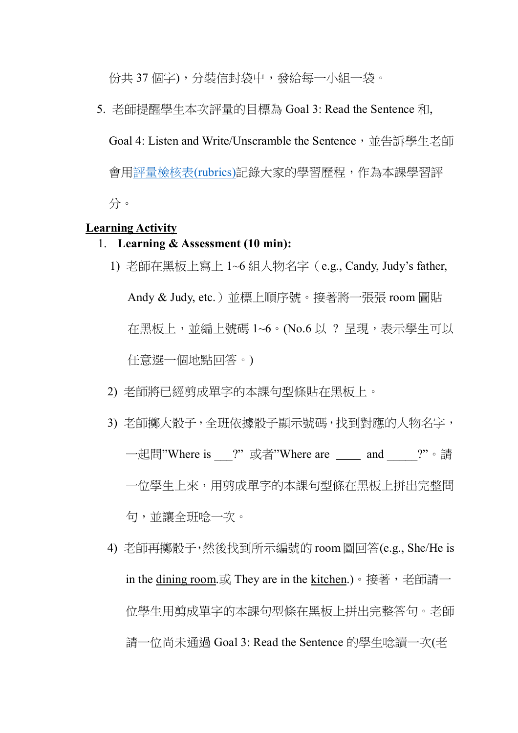份共 37 個字)，分裝信封袋中，發給每一小組一袋。

5. 老師提醒學生本次評量的目標為 Goal 3: Read the Sentence 和, Goal 4: Listen and Write/Unscramble the Sentence，並告訴學生老師會用評量檢核表(rubrics)記錄大家的學習歷程，作為本課學習評分。

**Learning Activity**

1. **Learning & Assessment (10 min):**
   1) 老師在黑板上寫上 1~6 組人物名字（e.g., Candy, Judy's father, Andy & Judy, etc.）並標上順序號。接著將一張張 room 圖貼在黑板上，並編上號碼 1~6。(No.6 以 ? 呈現，表示學生可以任意選一個地點回答。)
   2) 老師將已經剪成單字的本課句型條貼在黑板上。
   3) 老師擲大骰子，全班依據骰子顯示號碼，找到對應的人物名字，一起問"Where is ___?" 或者"Where are ____ and _____?"。請一位學生上來，用剪成單字的本課句型條在黑板上拼出完整問句，並讓全班唸一次。
   4) 老師再擲骰子，然後找到所示編號的 room 圖回答(e.g., She/He is in the dining room.或 They are in the kitchen.)。接著，老師請一位學生用剪成單字的本課句型條在黑板上拼出完整答句。老師請一位尚未通過 Goal 3: Read the Sentence 的學生唸讀一次(老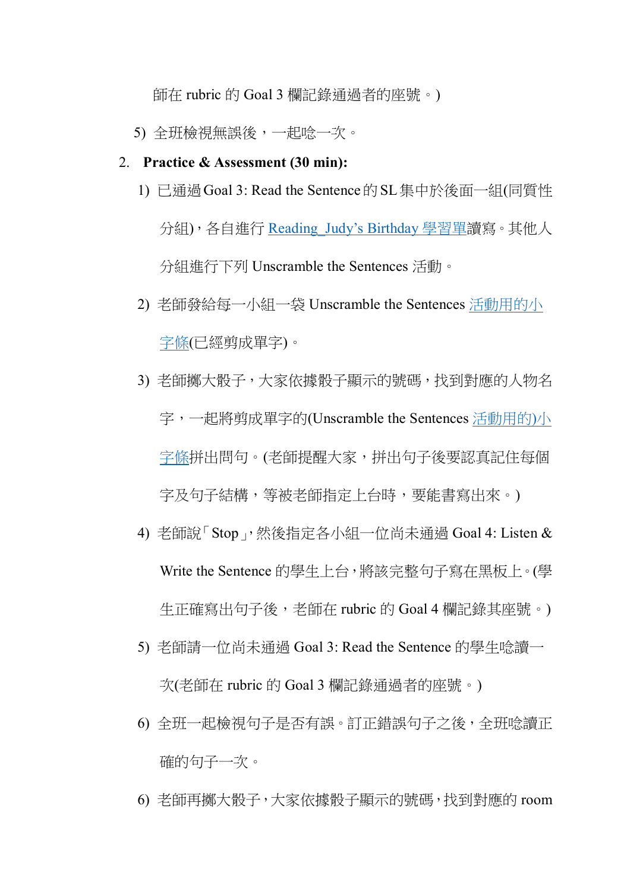師在 rubric 的 Goal 3 欄記錄通過者的座號。)

5) 全班檢視無誤後，一起唸一次。

2. **Practice & Assessment (30 min):**

1) 已通過 Goal 3: Read the Sentence 的 SL 集中於後面一組(同質性分組)，各自進行 Reading_Judy's Birthday 學習單讀寫。其他人分組進行下列 Unscramble the Sentences 活動。

2) 老師發給每一小組一袋 Unscramble the Sentences 活動用的小字條(已經剪成單字)。

3) 老師擲大骰子，大家依據骰子顯示的號碼，找到對應的人物名字，一起將剪成單字的(Unscramble the Sentences 活動用的)小字條拼出問句。(老師提醒大家，拼出句子後要認真記住每個字及句子結構，等被老師指定上台時，要能書寫出來。)

4) 老師說「Stop」，然後指定各小組一位尚未通過 Goal 4: Listen & Write the Sentence 的學生上台，將該完整句子寫在黑板上。(學生正確寫出句子後，老師在 rubric 的 Goal 4 欄記錄其座號。)

5) 老師請一位尚未通過 Goal 3: Read the Sentence 的學生唸讀一次(老師在 rubric 的 Goal 3 欄記錄通過者的座號。)

6) 全班一起檢視句子是否有誤。訂正錯誤句子之後，全班唸讀正確的句子一次。

6) 老師再擲大骰子，大家依據骰子顯示的號碼，找到對應的 room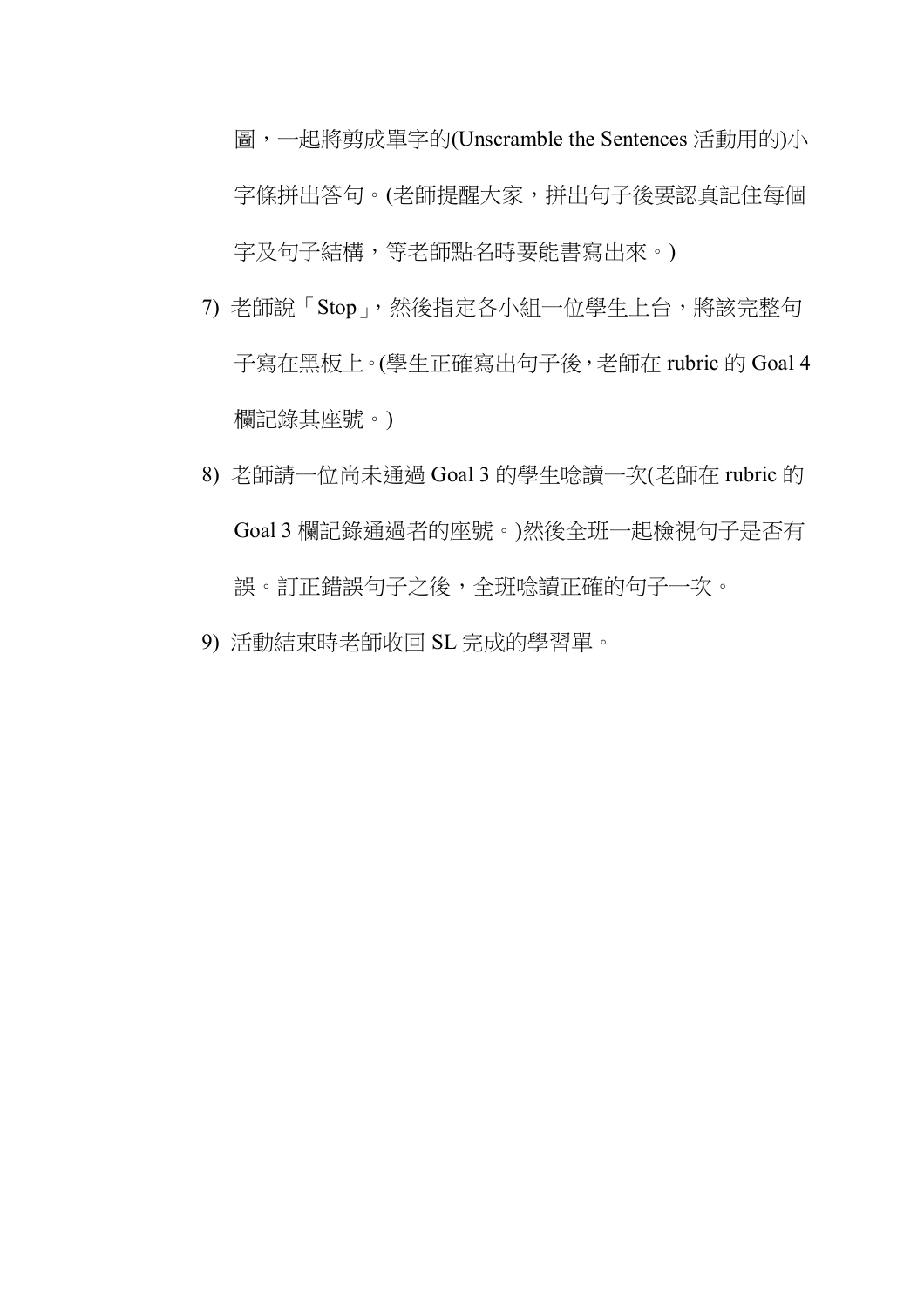圖，一起將剪成單字的(Unscramble the Sentences 活動用的)小字條拼出答句。(老師提醒大家，拼出句子後要認真記住每個字及句子結構，等老師點名時要能書寫出來。)

7) 老師說「Stop」，然後指定各小組一位學生上台，將該完整句子寫在黑板上。(學生正確寫出句子後，老師在 rubric 的 Goal 4 欄記錄其座號。)

8) 老師請一位尚未通過 Goal 3 的學生唸讀一次(老師在 rubric 的 Goal 3 欄記錄通過者的座號。)然後全班一起檢視句子是否有誤。訂正錯誤句子之後，全班唸讀正確的句子一次。

9) 活動結束時老師收回 SL 完成的學習單。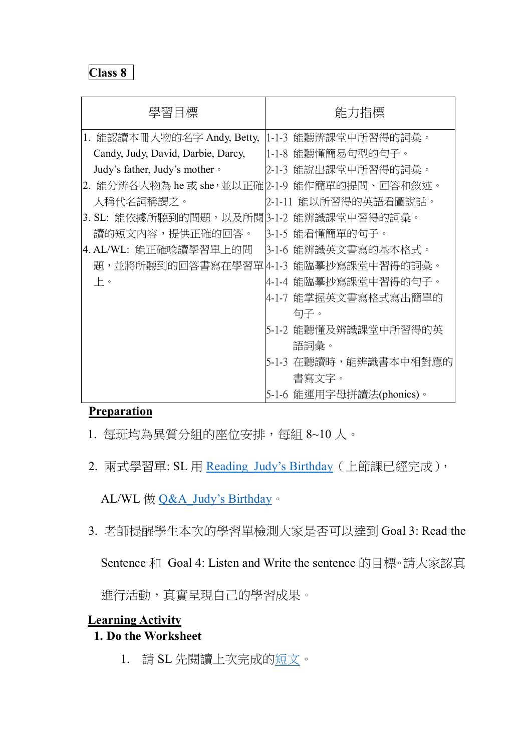**Class 8**

| 學習目標 | 能力指標 |
| --- | --- |
| 1. 能認讀本冊人物的名字 Andy, Betty, Candy, Judy, David, Darbie, Darcy, Judy's father, Judy's mother。<br>2. 能分辨各人物為 he 或 she，並以正確人稱代名詞稱謂之。<br>3. SL: 能依據所聽到的問題，以及所閱讀的短文內容，提供正確的回答。<br>4. AL/WL: 能正確唸讀學習單上的問題，並將所聽到的回答書寫在學習單上。 | 1-1-3 能聽辨課堂中所習得的詞彙。<br>1-1-8 能聽懂簡易句型的句子。<br>2-1-3 能說出課堂中所習得的詞彙。<br>2-1-9 能作簡單的提問、回答和敘述。<br>2-1-11 能以所習得的英語看圖說話。<br>3-1-2 能辨識課堂中習得的詞彙。<br>3-1-5 能看懂簡單的句子。<br>3-1-6 能辨識英文書寫的基本格式。<br>4-1-3 能臨摹抄寫課堂中習得的詞彙。<br>4-1-4 能臨摹抄寫課堂中習得的句子。<br>4-1-7 能掌握英文書寫格式寫出簡單的句子。<br>5-1-2 能聽懂及辨識課堂中所習得的英語詞彙。<br>5-1-3 在聽讀時，能辨識書本中相對應的書寫文字。<br>5-1-6 能運用字母拼讀法(phonics)。 |

**Preparation**

1. 每班均為異質分組的座位安排，每組 8~10 人。
2. 兩式學習單: SL 用 Reading_Judy's Birthday（上節課已經完成），AL/WL 做 Q&A_Judy's Birthday。
3. 老師提醒學生本次的學習單檢測大家是否可以達到 Goal 3: Read the Sentence 和 Goal 4: Listen and Write the sentence 的目標。請大家認真進行活動，真實呈現自己的學習成果。

**Learning Activity**

**1. Do the Worksheet**

1. 請 SL 先閱讀上次完成的短文。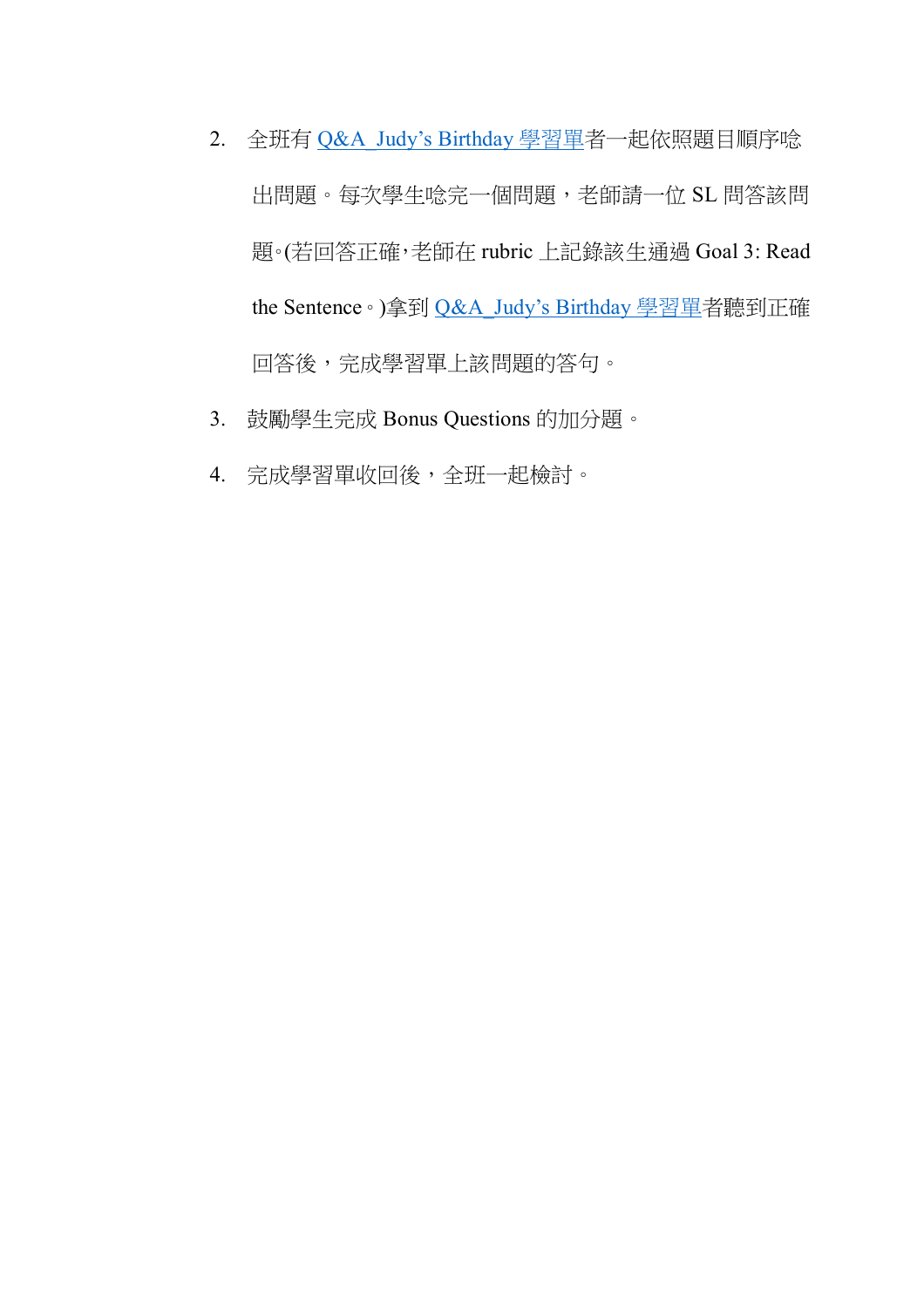2. 全班有 Q&A_Judy’s Birthday 學習單者一起依照題目順序唸出問題。每次學生唸完一個問題，老師請一位 SL 問答該問題。(若回答正確，老師在 rubric 上記錄該生通過 Goal 3: Read the Sentence。)拿到 Q&A_Judy’s Birthday 學習單者聽到正確回答後，完成學習單上該問題的答句。
3. 鼓勵學生完成 Bonus Questions 的加分題。
4. 完成學習單收回後，全班一起檢討。